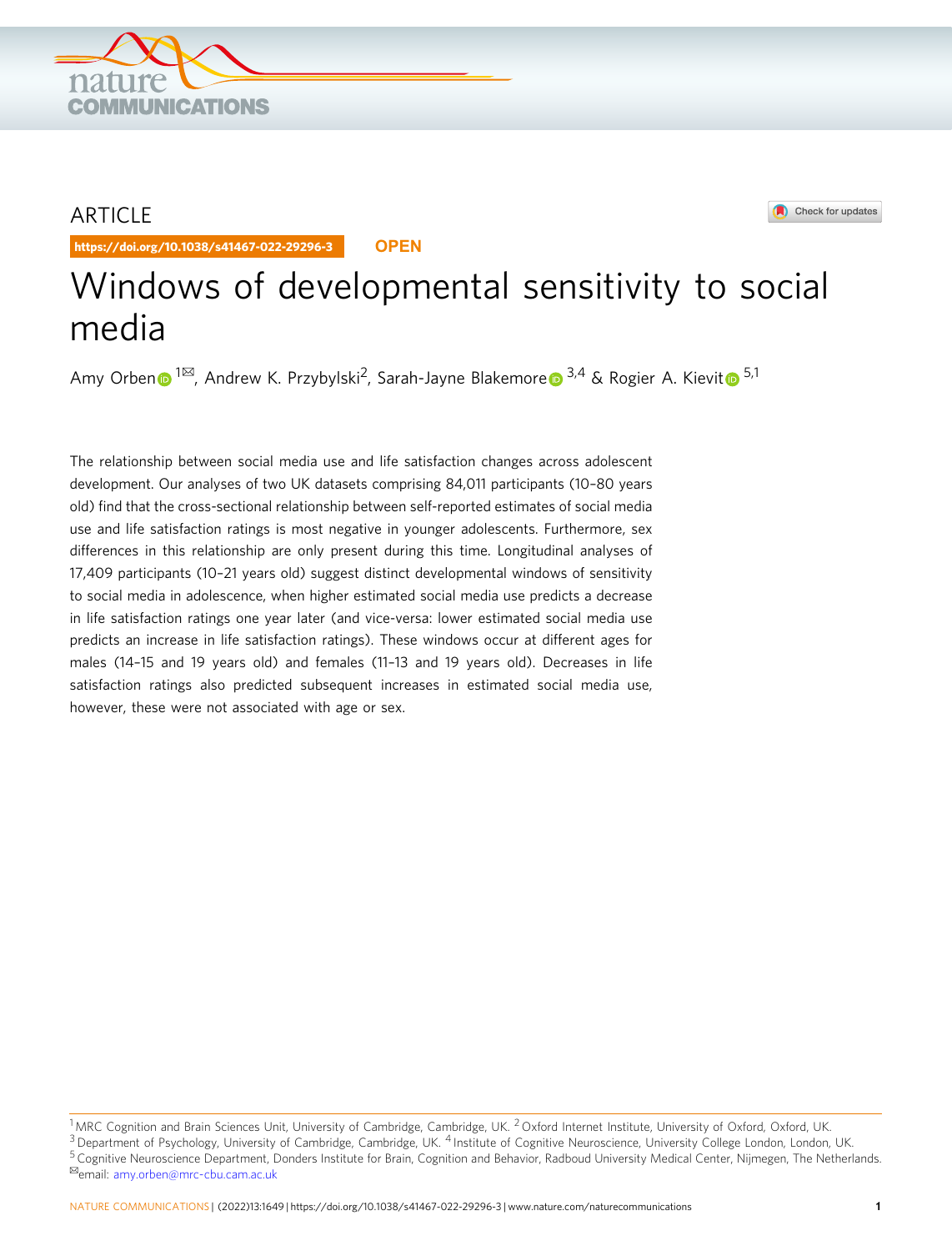ARTICLE

https://doi.org/10.1038/s41467-022-29296-3 OPEN

# Windows of developmental sensitivity to social media

Amy Orben[1✉], Andrew K. Przybylski[2], Sarah-Jayne Blakemore[3,4] & Rogier A. Kievit[5,1]

The relationship between social media use and life satisfaction changes across adolescent development. Our analyses of two UK datasets comprising 84,011 participants (10–80 years old) find that the cross-sectional relationship between self-reported estimates of social media use and life satisfaction ratings is most negative in younger adolescents. Furthermore, sex differences in this relationship are only present during this time. Longitudinal analyses of 17,409 participants (10–21 years old) suggest distinct developmental windows of sensitivity to social media in adolescence, when higher estimated social media use predicts a decrease in life satisfaction ratings one year later (and vice-versa: lower estimated social media use predicts an increase in life satisfaction ratings). These windows occur at different ages for males (14–15 and 19 years old) and females (11–13 and 19 years old). Decreases in life satisfaction ratings also predicted subsequent increases in estimated social media use, however, these were not associated with age or sex.

[1] MRC Cognition and Brain Sciences Unit, University of Cambridge, Cambridge, UK. [2] Oxford Internet Institute, University of Oxford, Oxford, UK. [3] Department of Psychology, University of Cambridge, Cambridge, UK. [4] Institute of Cognitive Neuroscience, University College London, London, UK. [5] Cognitive Neuroscience Department, Donders Institute for Brain, Cognition and Behavior, Radboud University Medical Center, Nijmegen, The Netherlands. ✉email: amy.orben@mrc-cbu.cam.ac.uk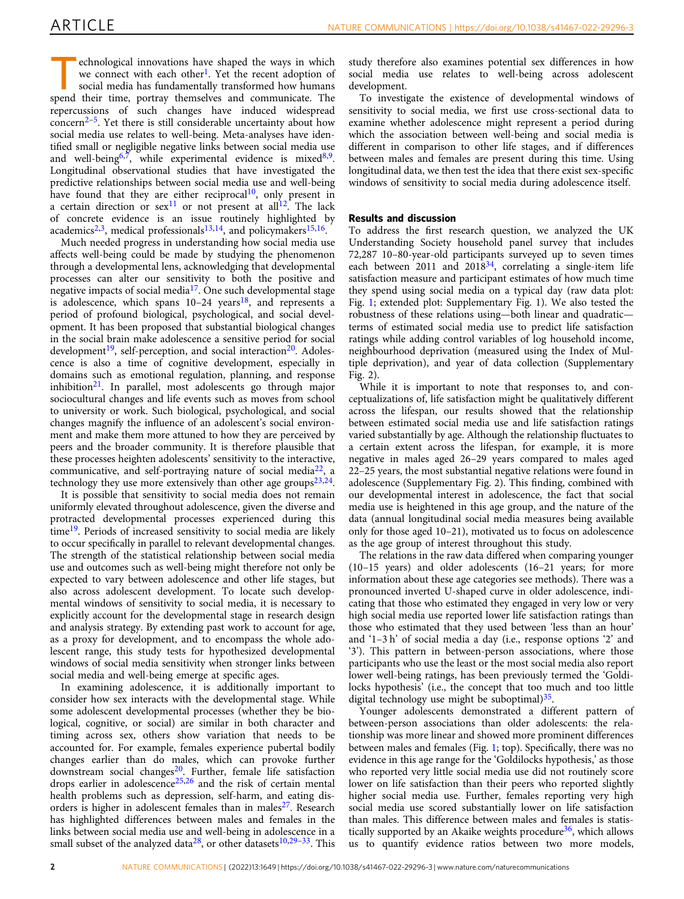Technological innovations have shaped the ways in which we connect with each other[1]. Yet the recent adoption of social media has fundamentally transformed how humans spend their time, portray themselves and communicate. The repercussions of such changes have induced widespread concern[2–5]. Yet there is still considerable uncertainty about how social media use relates to well-being. Meta-analyses have identified small or negligible negative links between social media use and well-being[6,7], while experimental evidence is mixed[8,9]. Longitudinal observational studies that have investigated the predictive relationships between social media use and well-being have found that they are either reciprocal[10], only present in a certain direction or sex[11] or not present at all[12]. The lack of concrete evidence is an issue routinely highlighted by academics[2,3], medical professionals[13,14], and policymakers[15,16].

Much needed progress in understanding how social media use affects well-being could be made by studying the phenomenon through a developmental lens, acknowledging that developmental processes can alter our sensitivity to both the positive and negative impacts of social media[17]. One such developmental stage is adolescence, which spans 10–24 years[18], and represents a period of profound biological, psychological, and social development. It has been proposed that substantial biological changes in the social brain make adolescence a sensitive period for social development[19], self-perception, and social interaction[20]. Adolescence is also a time of cognitive development, especially in domains such as emotional regulation, planning, and response inhibition[21]. In parallel, most adolescents go through major sociocultural changes and life events such as moves from school to university or work. Such biological, psychological, and social changes magnify the influence of an adolescent's social environment and make them more attuned to how they are perceived by peers and the broader community. It is therefore plausible that these processes heighten adolescents' sensitivity to the interactive, communicative, and self-portraying nature of social media[22], a technology they use more extensively than other age groups[23,24].

It is possible that sensitivity to social media does not remain uniformly elevated throughout adolescence, given the diverse and protracted developmental processes experienced during this time[19]. Periods of increased sensitivity to social media are likely to occur specifically in parallel to relevant developmental changes. The strength of the statistical relationship between social media use and outcomes such as well-being might therefore not only be expected to vary between adolescence and other life stages, but also across adolescent development. To locate such developmental windows of sensitivity to social media, it is necessary to explicitly account for the developmental stage in research design and analysis strategy. By extending past work to account for age, as a proxy for development, and to encompass the whole adolescent range, this study tests for hypothesized developmental windows of social media sensitivity when stronger links between social media and well-being emerge at specific ages.

In examining adolescence, it is additionally important to consider how sex interacts with the developmental stage. While some adolescent developmental processes (whether they be biological, cognitive, or social) are similar in both character and timing across sex, others show variation that needs to be accounted for. For example, females experience pubertal bodily changes earlier than do males, which can provoke further downstream social changes[20]. Further, female life satisfaction drops earlier in adolescence[25,26] and the risk of certain mental health problems such as depression, self-harm, and eating disorders is higher in adolescent females than in males[27]. Research has highlighted differences between males and females in the links between social media use and well-being in adolescence in a small subset of the analyzed data[28], or other datasets[10,29–33]. This study therefore also examines potential sex differences in how social media use relates to well-being across adolescent development.

To investigate the existence of developmental windows of sensitivity to social media, we first use cross-sectional data to examine whether adolescence might represent a period during which the association between well-being and social media is different in comparison to other life stages, and if differences between males and females are present during this time. Using longitudinal data, we then test the idea that there exist sex-specific windows of sensitivity to social media during adolescence itself.

## Results and discussion

To address the first research question, we analyzed the UK Understanding Society household panel survey that includes 72,287 10–80-year-old participants surveyed up to seven times each between 2011 and 2018[34], correlating a single-item life satisfaction measure and participant estimates of how much time they spend using social media on a typical day (raw data plot: Fig. 1; extended plot: Supplementary Fig. 1). We also tested the robustness of these relations using—both linear and quadratic—terms of estimated social media use to predict life satisfaction ratings while adding control variables of log household income, neighbourhood deprivation (measured using the Index of Multiple deprivation), and year of data collection (Supplementary Fig. 2).

While it is important to note that responses to, and conceptualizations of, life satisfaction might be qualitatively different across the lifespan, our results showed that the relationship between estimated social media use and life satisfaction ratings varied substantially by age. Although the relationship fluctuates to a certain extent across the lifespan, for example, it is more negative in males aged 26–29 years compared to males aged 22–25 years, the most substantial negative relations were found in adolescence (Supplementary Fig. 2). This finding, combined with our developmental interest in adolescence, the fact that social media use is heightened in this age group, and the nature of the data (annual longitudinal social media measures being available only for those aged 10–21), motivated us to focus on adolescence as the age group of interest throughout this study.

The relations in the raw data differed when comparing younger (10–15 years) and older adolescents (16–21 years; for more information about these age categories see methods). There was a pronounced inverted U-shaped curve in older adolescence, indicating that those who estimated they engaged in very low or very high social media use reported lower life satisfaction ratings than those who estimated that they used between 'less than an hour' and '1–3 h' of social media a day (i.e., response options '2' and '3'). This pattern in between-person associations, where those participants who use the least or the most social media also report lower well-being ratings, has been previously termed the 'Goldilocks hypothesis' (i.e., the concept that too much and too little digital technology use might be suboptimal)[35].

Younger adolescents demonstrated a different pattern of between-person associations than older adolescents: the relationship was more linear and showed more prominent differences between males and females (Fig. 1; top). Specifically, there was no evidence in this age range for the 'Goldilocks hypothesis,' as those who reported very little social media use did not routinely score lower on life satisfaction than their peers who reported slightly higher social media use. Further, females reporting very high social media use scored substantially lower on life satisfaction than males. This difference between males and females is statistically supported by an Akaike weights procedure[36], which allows us to quantify evidence ratios between two more models,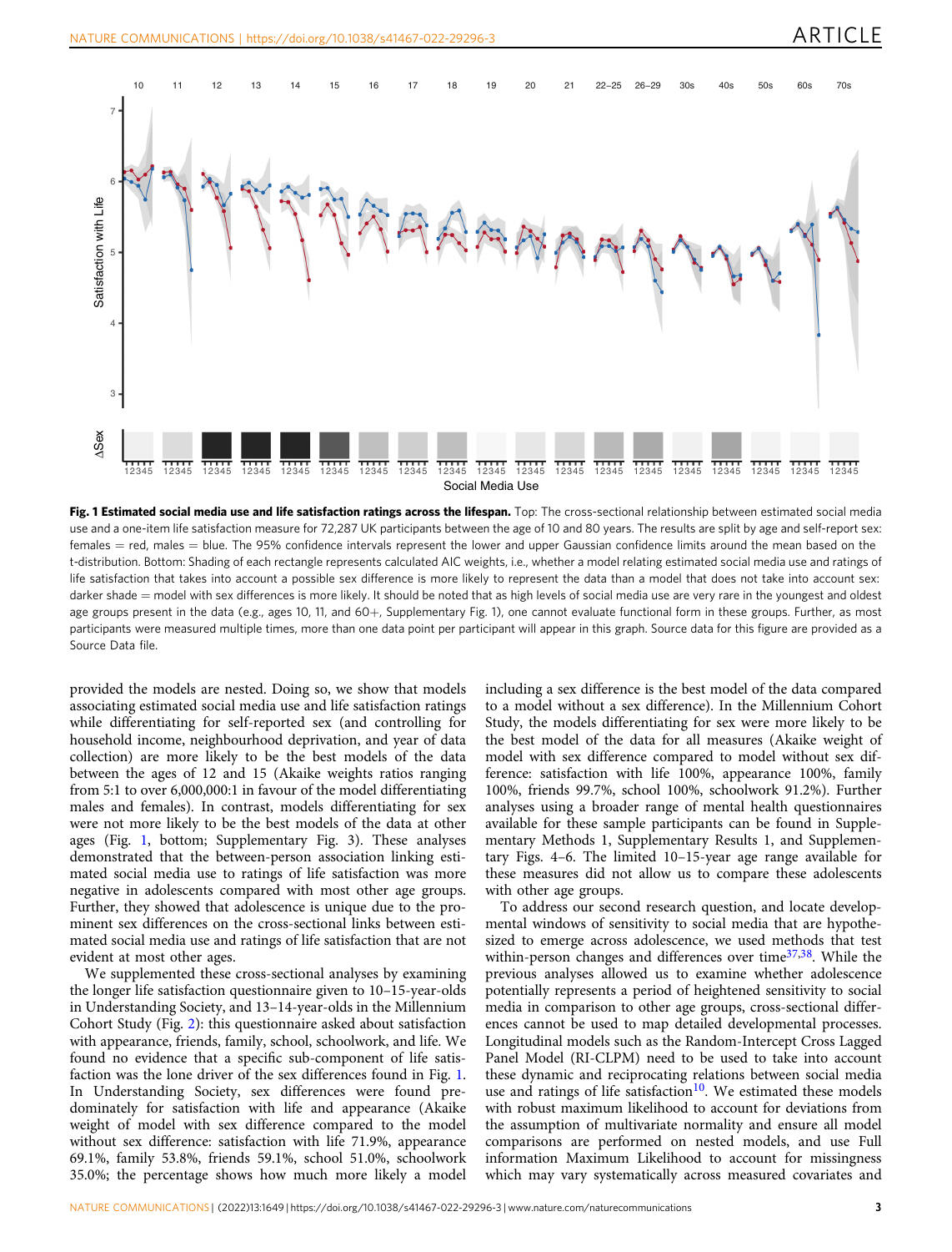**Fig. 1 Estimated social media use and life satisfaction ratings across the lifespan.** Top: The cross-sectional relationship between estimated social media use and a one-item life satisfaction measure for 72,287 UK participants between the age of 10 and 80 years. The results are split by age and self-report sex: females = red, males = blue. The 95% confidence intervals represent the lower and upper Gaussian confidence limits around the mean based on the t-distribution. Bottom: Shading of each rectangle represents calculated AIC weights, i.e., whether a model relating estimated social media use and ratings of life satisfaction that takes into account a possible sex difference is more likely to represent the data than a model that does not take into account sex: darker shade = model with sex differences is more likely. It should be noted that as high levels of social media use are very rare in the youngest and oldest age groups present in the data (e.g., ages 10, 11, and 60+, Supplementary Fig. 1), one cannot evaluate functional form in these groups. Further, as most participants were measured multiple times, more than one data point per participant will appear in this graph. Source data for this figure are provided as a Source Data file.

provided the models are nested. Doing so, we show that models associating estimated social media use and life satisfaction ratings while differentiating for self-reported sex (and controlling for household income, neighbourhood deprivation, and year of data collection) are more likely to be the best models of the data between the ages of 12 and 15 (Akaike weights ratios ranging from 5:1 to over 6,000,000:1 in favour of the model differentiating males and females). In contrast, models differentiating for sex were not more likely to be the best models of the data at other ages (Fig. 1, bottom; Supplementary Fig. 3). These analyses demonstrated that the between-person association linking estimated social media use to ratings of life satisfaction was more negative in adolescents compared with most other age groups. Further, they showed that adolescence is unique due to the prominent sex differences on the cross-sectional links between estimated social media use and ratings of life satisfaction that are not evident at most other ages.

We supplemented these cross-sectional analyses by examining the longer life satisfaction questionnaire given to 10–15-year-olds in Understanding Society, and 13–14-year-olds in the Millennium Cohort Study (Fig. 2): this questionnaire asked about satisfaction with appearance, friends, family, school, schoolwork, and life. We found no evidence that a specific sub-component of life satisfaction was the lone driver of the sex differences found in Fig. 1. In Understanding Society, sex differences were found predominately for satisfaction with life and appearance (Akaike weight of model with sex difference compared to the model without sex difference: satisfaction with life 71.9%, appearance 69.1%, family 53.8%, friends 59.1%, school 51.0%, schoolwork 35.0%; the percentage shows how much more likely a model including a sex difference is the best model of the data compared to a model without a sex difference). In the Millennium Cohort Study, the models differentiating for sex were more likely to be the best model of the data for all measures (Akaike weight of model with sex difference compared to model without sex difference: satisfaction with life 100%, appearance 100%, family 100%, friends 99.7%, school 100%, schoolwork 91.2%). Further analyses using a broader range of mental health questionnaires available for these sample participants can be found in Supplementary Methods 1, Supplementary Results 1, and Supplementary Figs. 4–6. The limited 10–15-year age range available for these measures did not allow us to compare these adolescents with other age groups.

To address our second research question, and locate developmental windows of sensitivity to social media that are hypothesized to emerge across adolescence, we used methods that test within-person changes and differences over time[37,38]. While the previous analyses allowed us to examine whether adolescence potentially represents a period of heightened sensitivity to social media in comparison to other age groups, cross-sectional differences cannot be used to map detailed developmental processes. Longitudinal models such as the Random-Intercept Cross Lagged Panel Model (RI-CLPM) need to be used to take into account these dynamic and reciprocating relations between social media use and ratings of life satisfaction[10]. We estimated these models with robust maximum likelihood to account for deviations from the assumption of multivariate normality and ensure all model comparisons are performed on nested models, and use Full information Maximum Likelihood to account for missingness which may vary systematically across measured covariates and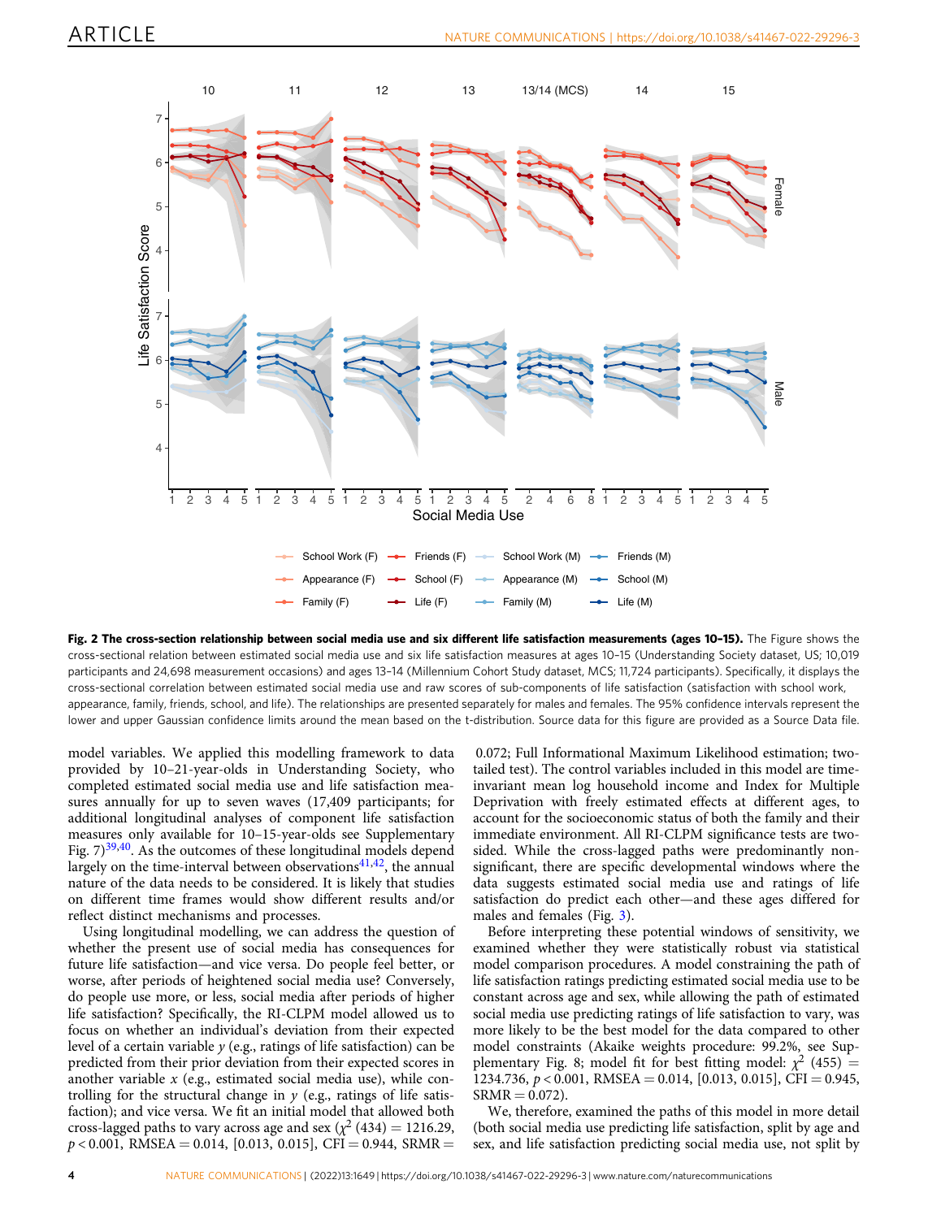**Fig. 2 The cross-section relationship between social media use and six different life satisfaction measurements (ages 10–15).** The Figure shows the cross-sectional relation between estimated social media use and six life satisfaction measures at ages 10–15 (Understanding Society dataset, US; 10,019 participants and 24,698 measurement occasions) and ages 13–14 (Millennium Cohort Study dataset, MCS; 11,724 participants). Specifically, it displays the cross-sectional correlation between estimated social media use and raw scores of sub-components of life satisfaction (satisfaction with school work, appearance, family, friends, school, and life). The relationships are presented separately for males and females. The 95% confidence intervals represent the lower and upper Gaussian confidence limits around the mean based on the t-distribution. Source data for this figure are provided as a Source Data file.

model variables. We applied this modelling framework to data provided by 10–21-year-olds in Understanding Society, who completed estimated social media use and life satisfaction measures annually for up to seven waves (17,409 participants; for additional longitudinal analyses of component life satisfaction measures only available for 10–15-year-olds see Supplementary Fig. 7)[39,40]. As the outcomes of these longitudinal models depend largely on the time-interval between observations[41,42], the annual nature of the data needs to be considered. It is likely that studies on different time frames would show different results and/or reflect distinct mechanisms and processes.

Using longitudinal modelling, we can address the question of whether the present use of social media has consequences for future life satisfaction—and vice versa. Do people feel better, or worse, after periods of heightened social media use? Conversely, do people use more, or less, social media after periods of higher life satisfaction? Specifically, the RI-CLPM model allowed us to focus on whether an individual's deviation from their expected level of a certain variable $y$ (e.g., ratings of life satisfaction) can be predicted from their prior deviation from their expected scores in another variable $x$ (e.g., estimated social media use), while controlling for the structural change in $y$ (e.g., ratings of life satisfaction); and vice versa. We fit an initial model that allowed both cross-lagged paths to vary across age and sex ($\chi^2$ (434) = 1216.29, $p < 0.001$, RMSEA = 0.014, [0.013, 0.015], CFI = 0.944, SRMR = 0.072; Full Informational Maximum Likelihood estimation; two-tailed test). The control variables included in this model are time-invariant mean log household income and Index for Multiple Deprivation with freely estimated effects at different ages, to account for the socioeconomic status of both the family and their immediate environment. All RI-CLPM significance tests are two-sided. While the cross-lagged paths were predominantly non-significant, there are specific developmental windows where the data suggests estimated social media use and ratings of life satisfaction do predict each other—and these ages differed for males and females (Fig. 3).

Before interpreting these potential windows of sensitivity, we examined whether they were statistically robust via statistical model comparison procedures. A model constraining the path of life satisfaction ratings predicting estimated social media use to be constant across age and sex, while allowing the path of estimated social media use predicting ratings of life satisfaction to vary, was more likely to be the best model for the data compared to other model constraints (Akaike weights procedure: 99.2%, see Supplementary Fig. 8; model fit for best fitting model: $\chi^2$ (455) = 1234.736, $p < 0.001$, RMSEA = 0.014, [0.013, 0.015], CFI = 0.945, SRMR = 0.072).

We, therefore, examined the paths of this model in more detail (both social media use predicting life satisfaction, split by age and sex, and life satisfaction predicting social media use, not split by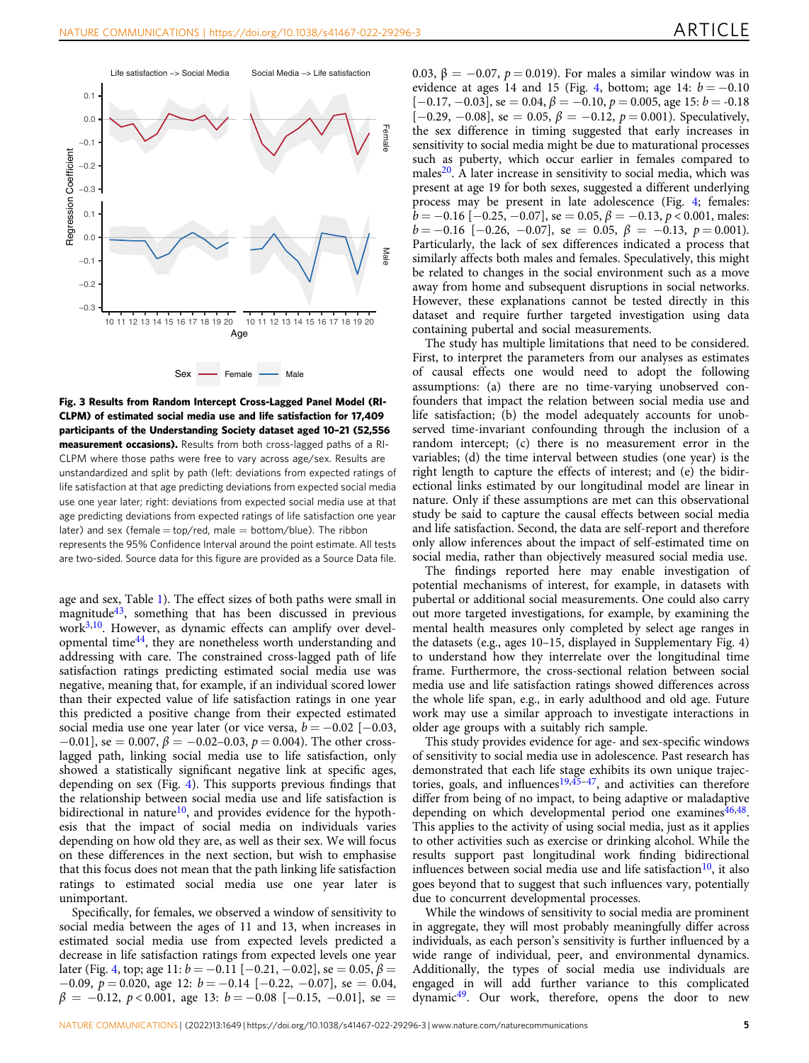**Fig. 3 Results from Random Intercept Cross-Lagged Panel Model (RI-CLPM) of estimated social media use and life satisfaction for 17,409 participants of the Understanding Society dataset aged 10–21 (52,556 measurement occasions).** Results from both cross-lagged paths of a RI-CLPM where those paths were free to vary across age/sex. Results are unstandardized and split by path (left: deviations from expected ratings of life satisfaction at that age predicting deviations from expected social media use one year later; right: deviations from expected social media use at that age predicting deviations from expected ratings of life satisfaction one year later) and sex (female = top/red, male = bottom/blue). The ribbon represents the 95% Confidence Interval around the point estimate. All tests are two-sided. Source data for this figure are provided as a Source Data file.

age and sex, Table 1). The effect sizes of both paths were small in magnitude[43], something that has been discussed in previous work[3,10]. However, as dynamic effects can amplify over developmental time[44], they are nonetheless worth understanding and addressing with care. The constrained cross-lagged path of life satisfaction ratings predicting estimated social media use was negative, meaning that, for example, if an individual scored lower than their expected value of life satisfaction ratings in one year this predicted a positive change from their expected estimated social media use one year later (or vice versa, $b = -0.02$ [$-0.03$, $-0.01$], se = 0.007, $\beta = -0.02$–0.03, $p = 0.004$). The other cross-lagged path, linking social media use to life satisfaction, only showed a statistically significant negative link at specific ages, depending on sex (Fig. 4). This supports previous findings that the relationship between social media use and life satisfaction is bidirectional in nature[10], and provides evidence for the hypothesis that the impact of social media on individuals varies depending on how old they are, as well as their sex. We will focus on these differences in the next section, but wish to emphasise that this focus does not mean that the path linking life satisfaction ratings to estimated social media use one year later is unimportant.

Specifically, for females, we observed a window of sensitivity to social media between the ages of 11 and 13, when increases in estimated social media use from expected levels predicted a decrease in life satisfaction ratings from expected levels one year later (Fig. 4, top; age 11: $b = -0.11$ [$-0.21$, $-0.02$], se = 0.05, $\beta = -0.09$, $p = 0.020$, age 12: $b = -0.14$ [$-0.22$, $-0.07$], se = 0.04, $\beta = -0.12$, $p < 0.001$, age 13: $b = -0.08$ [$-0.15$, $-0.01$], se = 0.03, $\beta = -0.07$, $p = 0.019$). For males a similar window was in evidence at ages 14 and 15 (Fig. 4, bottom; age 14: $b = -0.10$ [$-0.17$, $-0.03$], se = 0.04, $\beta = -0.10$, $p = 0.005$, age 15: $b = -0.18$ [$-0.29$, $-0.08$], se = 0.05, $\beta = -0.12$, $p = 0.001$). Speculatively, the sex difference in timing suggested that early increases in sensitivity to social media might be due to maturational processes such as puberty, which occur earlier in females compared to males[20]. A later increase in sensitivity to social media, which was present at age 19 for both sexes, suggested a different underlying process may be present in late adolescence (Fig. 4; females: $b = -0.16$ [$-0.25$, $-0.07$], se = 0.05, $\beta = -0.13$, $p < 0.001$, males: $b = -0.16$ [$-0.26$, $-0.07$], se = 0.05, $\beta = -0.13$, $p = 0.001$). Particularly, the lack of sex differences indicated a process that similarly affects both males and females. Speculatively, this might be related to changes in the social environment such as a move away from home and subsequent disruptions in social networks. However, these explanations cannot be tested directly in this dataset and require further targeted investigation using data containing pubertal and social measurements.

The study has multiple limitations that need to be considered. First, to interpret the parameters from our analyses as estimates of causal effects one would need to adopt the following assumptions: (a) there are no time-varying unobserved confounders that impact the relation between social media use and life satisfaction; (b) the model adequately accounts for unobserved time-invariant confounding through the inclusion of a random intercept; (c) there is no measurement error in the variables; (d) the time interval between studies (one year) is the right length to capture the effects of interest; and (e) the bidirectional links estimated by our longitudinal model are linear in nature. Only if these assumptions are met can this observational study be said to capture the causal effects between social media and life satisfaction. Second, the data are self-report and therefore only allow inferences about the impact of self-estimated time on social media, rather than objectively measured social media use.

The findings reported here may enable investigation of potential mechanisms of interest, for example, in datasets with pubertal or additional social measurements. One could also carry out more targeted investigations, for example, by examining the mental health measures only completed by select age ranges in the datasets (e.g., ages 10–15, displayed in Supplementary Fig. 4) to understand how they interrelate over the longitudinal time frame. Furthermore, the cross-sectional relation between social media use and life satisfaction ratings showed differences across the whole life span, e.g., in early adulthood and old age. Future work may use a similar approach to investigate interactions in older age groups with a suitably rich sample.

This study provides evidence for age- and sex-specific windows of sensitivity to social media use in adolescence. Past research has demonstrated that each life stage exhibits its own unique trajectories, goals, and influences[19,45–47], and activities can therefore differ from being of no impact, to being adaptive or maladaptive depending on which developmental period one examines[46,48]. This applies to the activity of using social media, just as it applies to other activities such as exercise or drinking alcohol. While the results support past longitudinal work finding bidirectional influences between social media use and life satisfaction[10], it also goes beyond that to suggest that such influences vary, potentially due to concurrent developmental processes.

While the windows of sensitivity to social media are prominent in aggregate, they will most probably meaningfully differ across individuals, as each person's sensitivity is further influenced by a wide range of individual, peer, and environmental dynamics. Additionally, the types of social media use individuals are engaged in will add further variance to this complicated dynamic[49]. Our work, therefore, opens the door to new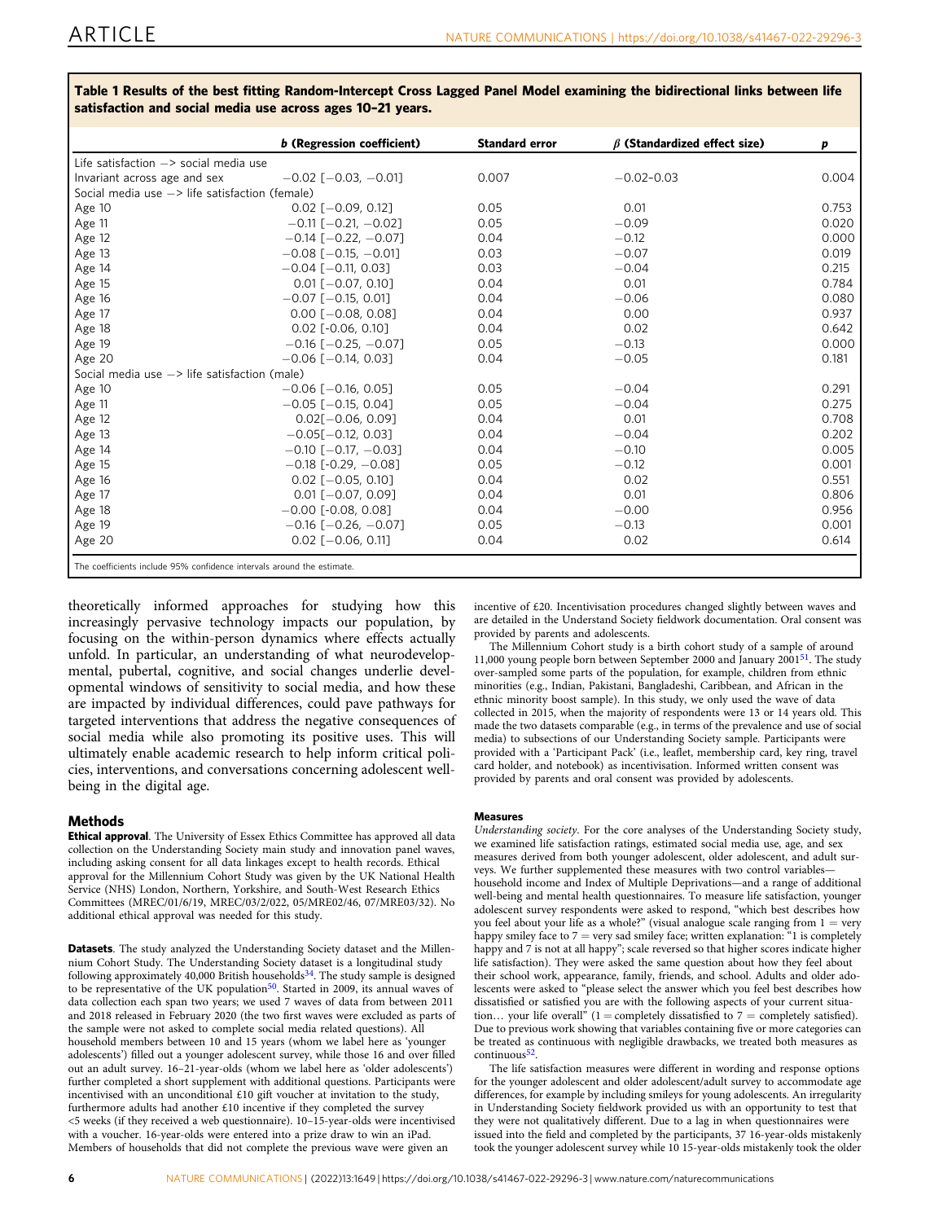**Table 1 Results of the best fitting Random-Intercept Cross Lagged Panel Model examining the bidirectional links between life satisfaction and social media use across ages 10–21 years.**

| | *b* (Regression coefficient) | Standard error | *β* (Standardized effect size) | *p* |
|---|---|---|---|---|
| Life satisfaction −> social media use | | | | |
| Invariant across age and sex | −0.02 [−0.03, −0.01] | 0.007 | −0.02-0.03 | 0.004 |
| Social media use −> life satisfaction (female) | | | | |
| Age 10 | 0.02 [−0.09, 0.12] | 0.05 | 0.01 | 0.753 |
| Age 11 | −0.11 [−0.21, −0.02] | 0.05 | −0.09 | 0.020 |
| Age 12 | −0.14 [−0.22, −0.07] | 0.04 | −0.12 | 0.000 |
| Age 13 | −0.08 [−0.15, −0.01] | 0.03 | −0.07 | 0.019 |
| Age 14 | −0.04 [−0.11, 0.03] | 0.03 | −0.04 | 0.215 |
| Age 15 | 0.01 [−0.07, 0.10] | 0.04 | 0.01 | 0.784 |
| Age 16 | −0.07 [−0.15, 0.01] | 0.04 | −0.06 | 0.080 |
| Age 17 | 0.00 [−0.08, 0.08] | 0.04 | 0.00 | 0.937 |
| Age 18 | 0.02 [-0.06, 0.10] | 0.04 | 0.02 | 0.642 |
| Age 19 | −0.16 [−0.25, −0.07] | 0.05 | −0.13 | 0.000 |
| Age 20 | −0.06 [−0.14, 0.03] | 0.04 | −0.05 | 0.181 |
| Social media use −> life satisfaction (male) | | | | |
| Age 10 | −0.06 [−0.16, 0.05] | 0.05 | −0.04 | 0.291 |
| Age 11 | −0.05 [−0.15, 0.04] | 0.05 | −0.04 | 0.275 |
| Age 12 | 0.02[−0.06, 0.09] | 0.04 | 0.01 | 0.708 |
| Age 13 | −0.05[−0.12, 0.03] | 0.04 | −0.04 | 0.202 |
| Age 14 | −0.10 [−0.17, −0.03] | 0.04 | −0.10 | 0.005 |
| Age 15 | −0.18 [-0.29, −0.08] | 0.05 | −0.12 | 0.001 |
| Age 16 | 0.02 [−0.05, 0.10] | 0.04 | 0.02 | 0.551 |
| Age 17 | 0.01 [−0.07, 0.09] | 0.04 | 0.01 | 0.806 |
| Age 18 | −0.00 [-0.08, 0.08] | 0.04 | −0.00 | 0.956 |
| Age 19 | −0.16 [−0.26, −0.07] | 0.05 | −0.13 | 0.001 |
| Age 20 | 0.02 [−0.06, 0.11] | 0.04 | 0.02 | 0.614 |

The coefficients include 95% confidence intervals around the estimate.

theoretically informed approaches for studying how this increasingly pervasive technology impacts our population, by focusing on the within-person dynamics where effects actually unfold. In particular, an understanding of what neurodevelopmental, pubertal, cognitive, and social changes underlie developmental windows of sensitivity to social media, and how these are impacted by individual differences, could pave pathways for targeted interventions that address the negative consequences of social media while also promoting its positive uses. This will ultimately enable academic research to help inform critical policies, interventions, and conversations concerning adolescent well-being in the digital age.

## Methods

**Ethical approval**. The University of Essex Ethics Committee has approved all data collection on the Understanding Society main study and innovation panel waves, including asking consent for all data linkages except to health records. Ethical approval for the Millennium Cohort Study was given by the UK National Health Service (NHS) London, Northern, Yorkshire, and South-West Research Ethics Committees (MREC/01/6/19, MREC/03/2/022, 05/MRE02/46, 07/MRE03/32). No additional ethical approval was needed for this study.

**Datasets**. The study analyzed the Understanding Society dataset and the Millennium Cohort Study. The Understanding Society dataset is a longitudinal study following approximately 40,000 British households[34]. The study sample is designed to be representative of the UK population[50]. Started in 2009, its annual waves of data collection each span two years; we used 7 waves of data from between 2011 and 2018 released in February 2020 (the two first waves were excluded as parts of the sample were not asked to complete social media related questions). All household members between 10 and 15 years (whom we label here as 'younger adolescents') filled out a younger adolescent survey, while those 16 and over filled out an adult survey. 16–21-year-olds (whom we label here as 'older adolescents') further completed a short supplement with additional questions. Participants were incentivised with an unconditional £10 gift voucher at invitation to the study, furthermore adults had another £10 incentive if they completed the survey <5 weeks (if they received a web questionnaire). 10–15-year-olds were incentivised with a voucher. 16-year-olds were entered into a prize draw to win an iPad. Members of households that did not complete the previous wave were given an incentive of £20. Incentivisation procedures changed slightly between waves and are detailed in the Understand Society fieldwork documentation. Oral consent was provided by parents and adolescents.

The Millennium Cohort study is a birth cohort study of a sample of around 11,000 young people born between September 2000 and January 2001[51]. The study over-sampled some parts of the population, for example, children from ethnic minorities (e.g., Indian, Pakistani, Bangladeshi, Caribbean, and African in the ethnic minority boost sample). In this study, we only used the wave of data collected in 2015, when the majority of respondents were 13 or 14 years old. This made the two datasets comparable (e.g., in terms of the prevalence and use of social media) to subsections of our Understanding Society sample. Participants were provided with a 'Participant Pack' (i.e., leaflet, membership card, key ring, travel card holder, and notebook) as incentivisation. Informed written consent was provided by parents and oral consent was provided by adolescents.

### Measures

*Understanding society*. For the core analyses of the Understanding Society study, we examined life satisfaction ratings, estimated social media use, age, and sex measures derived from both younger adolescent, older adolescent, and adult surveys. We further supplemented these measures with two control variables—household income and Index of Multiple Deprivations—and a range of additional well-being and mental health questionnaires. To measure life satisfaction, younger adolescent survey respondents were asked to respond, "which best describes how you feel about your life as a whole?" (visual analogue scale ranging from 1 = very happy smiley face to 7 = very sad smiley face; written explanation: "1 is completely happy and 7 is not at all happy"; scale reversed so that higher scores indicate higher life satisfaction). They were asked the same question about how they feel about their school work, appearance, family, friends, and school. Adults and older adolescents were asked to "please select the answer which you feel best describes how dissatisfied or satisfied you are with the following aspects of your current situation… your life overall" (1 = completely dissatisfied to 7 = completely satisfied). Due to previous work showing that variables containing five or more categories can be treated as continuous with negligible drawbacks, we treated both measures as continuous[52].

The life satisfaction measures were different in wording and response options for the younger adolescent and older adolescent/adult survey to accommodate age differences, for example by including smileys for young adolescents. An irregularity in Understanding Society fieldwork provided us with an opportunity to test that they were not qualitatively different. Due to a lag in when questionnaires were issued into the field and completed by the participants, 37 16-year-olds mistakenly took the younger adolescent survey while 10 15-year-olds mistakenly took the older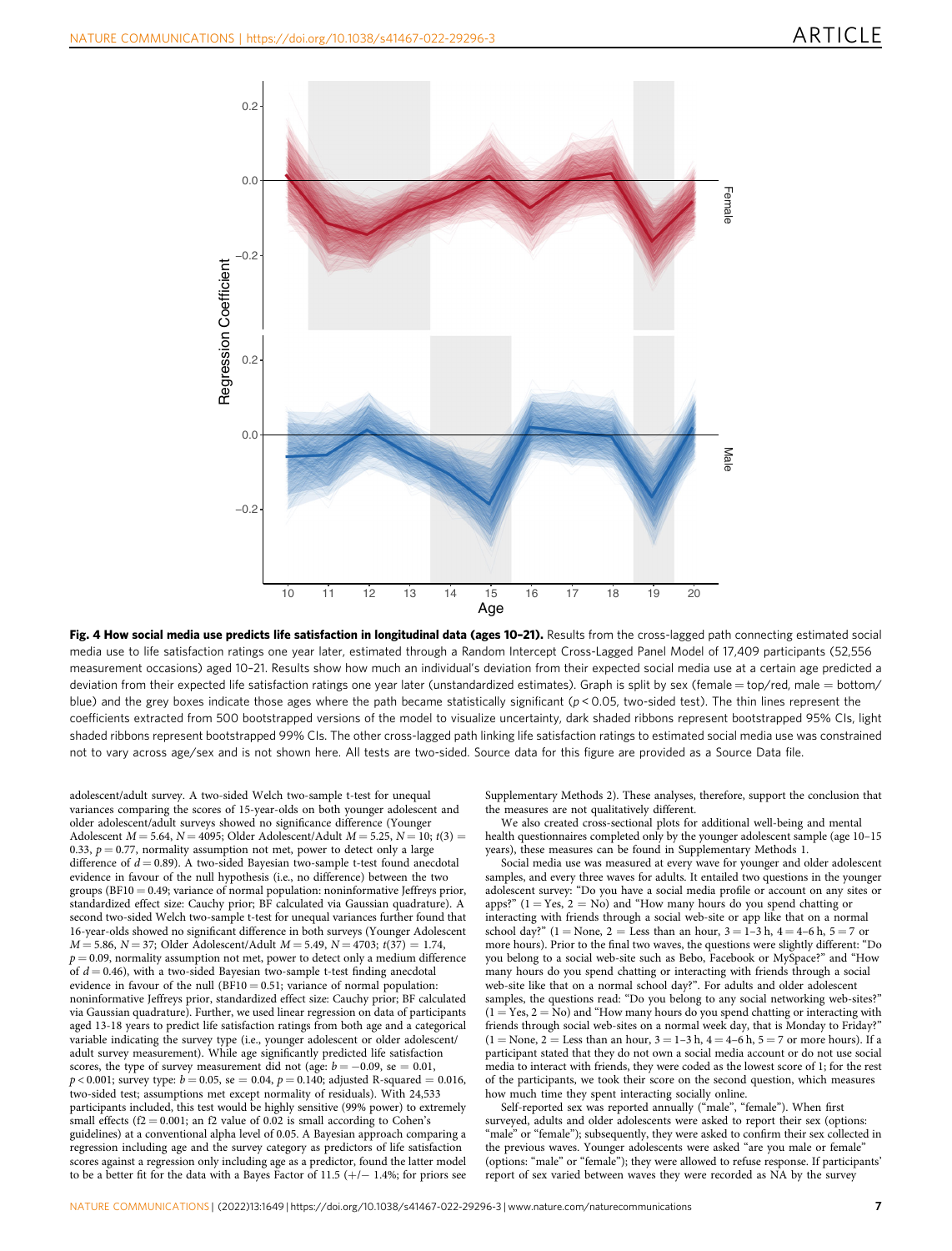**Fig. 4 How social media use predicts life satisfaction in longitudinal data (ages 10–21).** Results from the cross-lagged path connecting estimated social media use to life satisfaction ratings one year later, estimated through a Random Intercept Cross-Lagged Panel Model of 17,409 participants (52,556 measurement occasions) aged 10–21. Results show how much an individual's deviation from their expected social media use at a certain age predicted a deviation from their expected life satisfaction ratings one year later (unstandardized estimates). Graph is split by sex (female = top/red, male = bottom/blue) and the grey boxes indicate those ages where the path became statistically significant ($p < 0.05$, two-sided test). The thin lines represent the coefficients extracted from 500 bootstrapped versions of the model to visualize uncertainty, dark shaded ribbons represent bootstrapped 95% CIs, light shaded ribbons represent bootstrapped 99% CIs. The other cross-lagged path linking life satisfaction ratings to estimated social media use was constrained not to vary across age/sex and is not shown here. All tests are two-sided. Source data for this figure are provided as a Source Data file.

adolescent/adult survey. A two-sided Welch two-sample t-test for unequal variances comparing the scores of 15-year-olds on both younger adolescent and older adolescent/adult surveys showed no significance difference (Younger Adolescent $M = 5.64$, $N = 4095$; Older Adolescent/Adult $M = 5.25$, $N = 10$; $t(3) = 0.33$, $p = 0.77$, normality assumption not met, power to detect only a large difference of $d = 0.89$). A two-sided Bayesian two-sample t-test found anecdotal evidence in favour of the null hypothesis (i.e., no difference) between the two groups ($BF10 = 0.49$; variance of normal population: noninformative Jeffreys prior, standardized effect size: Cauchy prior; BF calculated via Gaussian quadrature). A second two-sided Welch two-sample t-test for unequal variances further found that 16-year-olds showed no significant difference in both surveys (Younger Adolescent $M = 5.86$, $N = 37$; Older Adolescent/Adult $M = 5.49$, $N = 4703$; $t(37) = 1.74$, $p = 0.09$, normality assumption not met, power to detect only a medium difference of $d = 0.46$), with a two-sided Bayesian two-sample t-test finding anecdotal evidence in favour of the null ($BF10 = 0.51$; variance of normal population: noninformative Jeffreys prior, standardized effect size: Cauchy prior; BF calculated via Gaussian quadrature). Further, we used linear regression on data of participants aged 13-18 years to predict life satisfaction ratings from both age and a categorical variable indicating the survey type (i.e., younger adolescent or older adolescent/adult survey measurement). While age significantly predicted life satisfaction scores, the type of survey measurement did not (age: $b = -0.09$, se $= 0.01$, $p < 0.001$; survey type: $b = 0.05$, se $= 0.04$, $p = 0.140$; adjusted R-squared $= 0.016$, two-sided test; assumptions met except normality of residuals). With 24,533 participants included, this test would be highly sensitive (99% power) to extremely small effects ($f2 = 0.001$; an f2 value of 0.02 is small according to Cohen's guidelines) at a conventional alpha level of 0.05. A Bayesian approach comparing a regression including age and the survey category as predictors of life satisfaction scores against a regression only including age as a predictor, found the latter model to be a better fit for the data with a Bayes Factor of 11.5 (+/− 1.4%; for priors see Supplementary Methods 2). These analyses, therefore, support the conclusion that the measures are not qualitatively different.

We also created cross-sectional plots for additional well-being and mental health questionnaires completed only by the younger adolescent sample (age 10–15 years), these measures can be found in Supplementary Methods 1.

Social media use was measured at every wave for younger and older adolescent samples, and every three waves for adults. It entailed two questions in the younger adolescent survey: "Do you have a social media profile or account on any sites or apps?" (1 = Yes, 2 = No) and "How many hours do you spend chatting or interacting with friends through a social web-site or app like that on a normal school day?" (1 = None, 2 = Less than an hour, 3 = 1–3 h, 4 = 4–6 h, 5 = 7 or more hours). Prior to the final two waves, the questions were slightly different: "Do you belong to a social web-site such as Bebo, Facebook or MySpace?" and "How many hours do you spend chatting or interacting with friends through a social web-site like that on a normal school day?". For adults and older adolescent samples, the questions read: "Do you belong to any social networking web-sites?" (1 = Yes, 2 = No) and "How many hours do you spend chatting or interacting with friends through social web-sites on a normal week day, that is Monday to Friday?" (1 = None, 2 = Less than an hour, 3 = 1–3 h, 4 = 4–6 h, 5 = 7 or more hours). If a participant stated that they do not own a social media account or do not use social media to interact with friends, they were coded as the lowest score of 1; for the rest of the participants, we took their score on the second question, which measures how much time they spent interacting socially online.

Self-reported sex was reported annually ("male", "female"). When first surveyed, adults and older adolescents were asked to report their sex (options: "male" or "female"); subsequently, they were asked to confirm their sex collected in the previous waves. Younger adolescents were asked "are you male or female" (options: "male" or "female"); they were allowed to refuse response. If participants' report of sex varied between waves they were recorded as NA by the survey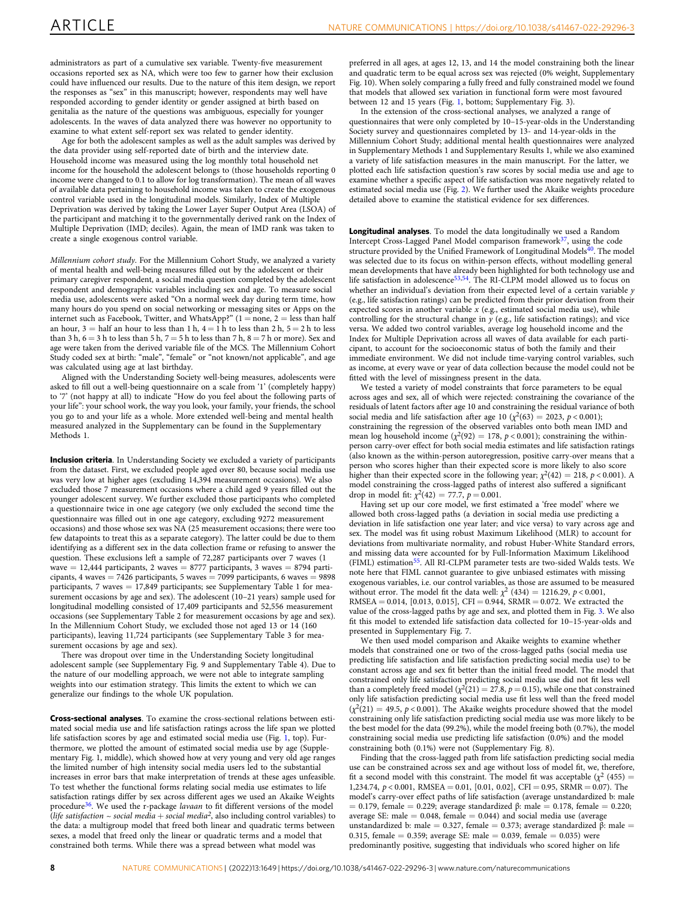administrators as part of a cumulative sex variable. Twenty-five measurement occasions reported sex as NA, which were too few to garner how their exclusion could have influenced our results. Due to the nature of this item design, we report the responses as "sex" in this manuscript; however, respondents may well have responded according to gender identity or gender assigned at birth based on genitalia as the nature of the questions was ambiguous, especially for younger adolescents. In the waves of data analyzed there was however no opportunity to examine to what extent self-report sex was related to gender identity.

Age for both the adolescent samples as well as the adult samples was derived by the data provider using self-reported date of birth and the interview date. Household income was measured using the log monthly total household net income for the household the adolescent belongs to (those households reporting 0 income were changed to 0.1 to allow for log transformation). The mean of all waves of available data pertaining to household income was taken to create the exogenous control variable used in the longitudinal models. Similarly, Index of Multiple Deprivation was derived by taking the Lower Layer Super Output Area (LSOA) of the participant and matching it to the governmentally derived rank on the Index of Multiple Deprivation (IMD; deciles). Again, the mean of IMD rank was taken to create a single exogenous control variable.

*Millennium cohort study*. For the Millennium Cohort Study, we analyzed a variety of mental health and well-being measures filled out by the adolescent or their primary caregiver respondent, a social media question completed by the adolescent respondent and demographic variables including sex and age. To measure social media use, adolescents were asked "On a normal week day during term time, how many hours do you spend on social networking or messaging sites or Apps on the internet such as Facebook, Twitter, and WhatsApp?" (1 = none, 2 = less than half an hour, 3 = half an hour to less than 1 h, 4 = 1 h to less than 2 h, 5 = 2 h to less than 3 h, 6 = 3 h to less than 5 h, 7 = 5 h to less than 7 h, 8 = 7 h or more). Sex and age were taken from the derived variable file of the MCS. The Millennium Cohort Study coded sex at birth: "male", "female" or "not known/not applicable", and age was calculated using age at last birthday.

Aligned with the Understanding Society well-being measures, adolescents were asked to fill out a well-being questionnaire on a scale from '1' (completely happy) to '7' (not happy at all) to indicate "How do you feel about the following parts of your life": your school work, the way you look, your family, your friends, the school you go to and your life as a whole. More extended well-being and mental health measured analyzed in the Supplementary can be found in the Supplementary Methods 1.

**Inclusion criteria**. In Understanding Society we excluded a variety of participants from the dataset. First, we excluded people aged over 80, because social media use was very low at higher ages (excluding 14,394 measurement occasions). We also excluded those 7 measurement occasions where a child aged 9 years filled out the younger adolescent survey. We further excluded those participants who completed a questionnaire twice in one age category (we only excluded the second time the questionnaire was filled out in one age category, excluding 9272 measurement occasions) and those whose sex was NA (25 measurement occasions; there were too few datapoints to treat this as a separate category). The latter could be due to them identifying as a different sex in the data collection frame or refusing to answer the question. These exclusions left a sample of 72,287 participants over 7 waves (1 wave = 12,444 participants, 2 waves = 8777 participants, 3 waves = 8794 participants, 4 waves = 7426 participants, 5 waves = 7099 participants, 6 waves = 9898 participants, 7 waves = 17,849 participants; see Supplementary Table 1 for measurement occasions by age and sex). The adolescent (10–21 years) sample used for longitudinal modelling consisted of 17,409 participants and 52,556 measurement occasions (see Supplementary Table 2 for measurement occasions by age and sex). In the Millennium Cohort Study, we excluded those not aged 13 or 14 (160 participants), leaving 11,724 participants (see Supplementary Table 3 for measurement occasions by age and sex).

There was dropout over time in the Understanding Society longitudinal adolescent sample (see Supplementary Fig. 9 and Supplementary Table 4). Due to the nature of our modelling approach, we were not able to integrate sampling weights into our estimation strategy. This limits the extent to which we can generalize our findings to the whole UK population.

**Cross-sectional analyses**. To examine the cross-sectional relations between estimated social media use and life satisfaction ratings across the life span we plotted life satisfaction scores by age and estimated social media use (Fig. 1, top). Furthermore, we plotted the amount of estimated social media use by age (Supplementary Fig. 1, middle), which showed how at very young and very old age ranges the limited number of high intensity social media users led to the substantial increases in error bars that make interpretation of trends at these ages unfeasible. To test whether the functional forms relating social media use estimates to life satisfaction ratings differ by sex across different ages we used an Akaike Weights procedure[36]. We used the r-package *lavaan* to fit different versions of the model (*life satisfaction ~ social media + social media²*, also including control variables) to the data: a multigroup model that freed both linear and quadratic terms between sexes, a model that freed only the linear or quadratic terms and a model that constrained both terms. While there was a spread between what model was preferred in all ages, at ages 12, 13, and 14 the model constraining both the linear and quadratic term to be equal across sex was rejected (0% weight, Supplementary Fig. 10). When solely comparing a fully freed and fully constrained model we found that models that allowed sex variation in functional form were most favoured between 12 and 15 years (Fig. 1, bottom; Supplementary Fig. 3).

In the extension of the cross-sectional analyses, we analyzed a range of questionnaires that were only completed by 10–15-year-olds in the Understanding Society survey and questionnaires completed by 13- and 14-year-olds in the Millennium Cohort Study; additional mental health questionnaires were analyzed in Supplementary Methods 1 and Supplementary Results 1, while we also examined a variety of life satisfaction measures in the main manuscript. For the latter, we plotted each life satisfaction question's raw scores by social media use and age to examine whether a specific aspect of life satisfaction was more negatively related to estimated social media use (Fig. 2). We further used the Akaike weights procedure detailed above to examine the statistical evidence for sex differences.

**Longitudinal analyses**. To model the data longitudinally we used a Random Intercept Cross-Lagged Panel Model comparison framework[37], using the code structure provided by the Unified Framework of Longitudinal Models[40]. The model was selected due to its focus on within-person effects, without modelling general mean developments that have already been highlighted for both technology use and life satisfaction in adolescence[53,54]. The RI-CLPM model allowed us to focus on whether an individual's deviation from their expected level of a certain variable $y$ (e.g., life satisfaction ratings) can be predicted from their prior deviation from their expected scores in another variable $x$ (e.g., estimated social media use), while controlling for the structural change in $y$ (e.g., life satisfaction ratings); and vice versa. We added two control variables, average log household income and the Index for Multiple Deprivation across all waves of data available for each participant, to account for the socioeconomic status of both the family and their immediate environment. We did not include time-varying control variables, such as income, at every wave or year of data collection because the model could not be fitted with the level of missingness present in the data.

We tested a variety of model constraints that force parameters to be equal across ages and sex, all of which were rejected: constraining the covariance of the residuals of latent factors after age 10 and constraining the residual variance of both social media and life satisfaction after age 10 ($\chi^2(63) = 2023$, $p < 0.001$); constraining the regression of the observed variables onto both mean IMD and mean log household income ($\chi^2(92) = 178$, $p < 0.001$); constraining the within-person carry-over effect for both social media estimates and life satisfaction ratings (also known as the within-person autoregression, positive carry-over means that a person who scores higher than their expected score is more likely to also score higher than their expected score in the following year; $\chi^2(42) = 218$, $p < 0.001$). A model constraining the cross-lagged paths of interest also suffered a significant drop in model fit: $\chi^2(42) = 77.7$, $p = 0.001$.

Having set up our core model, we first estimated a 'free model' where we allowed both cross-lagged paths (a deviation in social media use predicting a deviation in life satisfaction one year later; and vice versa) to vary across age and sex. The model was fit using robust Maximum Likelihood (MLR) to account for deviations from multivariate normality, and robust Huber-White Standard errors, and missing data were accounted for by Full-Information Maximum Likelihood (FIML) estimation[55]. All RI-CLPM parameter tests are two-sided Walds tests. We note here that FIML cannot guarantee to give unbiased estimates with missing exogenous variables, i.e. our control variables, as those are assumed to be measured without error. The model fit the data well: $\chi^2$ (434) = 1216.29, $p < 0.001$, RMSEA = 0.014, [0.013, 0.015], CFI = 0.944, SRMR = 0.072. We extracted the value of the cross-lagged paths by age and sex, and plotted them in Fig. 3. We also fit this model to extended life satisfaction data collected for 10–15-year-olds and presented in Supplementary Fig. 7.

We then used model comparison and Akaike weights to examine whether models that constrained one or two of the cross-lagged paths (social media use predicting life satisfaction and life satisfaction predicting social media use) to be constant across age and sex fit better than the initial freed model. The model that constrained only life satisfaction predicting social media use did not fit less well than a completely freed model ($\chi^2(21) = 27.8$, $p = 0.15$), while one that constrained only life satisfaction predicting social media use fit less well than the freed model ($\chi^2(21) = 49.5$, $p < 0.001$). The Akaike weights procedure showed that the model constraining only life satisfaction predicting social media use was more likely to be the best model for the data (99.2%), while the model freeing both (0.7%), the model constraining social media use predicting life satisfaction (0.0%) and the model constraining both (0.1%) were not (Supplementary Fig. 8).

Finding that the cross-lagged path from life satisfaction predicting social media use can be constrained across sex and age without loss of model fit, we, therefore, fit a second model with this constraint. The model fit was acceptable ($\chi^2$ (455) = 1,234.74, $p < 0.001$, RMSEA = 0.01, [0.01, 0.02], CFI = 0.95, SRMR = 0.07). The model's carry-over effect paths of life satisfaction (average unstandardized b: male = 0.179, female = 0.229; average standardized β: male = 0.178, female = 0.220; average SE: male = 0.048, female = 0.044) and social media use (average unstandardized b: male = 0.327, female = 0.373; average standardized β: male = 0.315, female = 0.359; average SE: male = 0.039, female = 0.035) were predominantly positive, suggesting that individuals who scored higher on life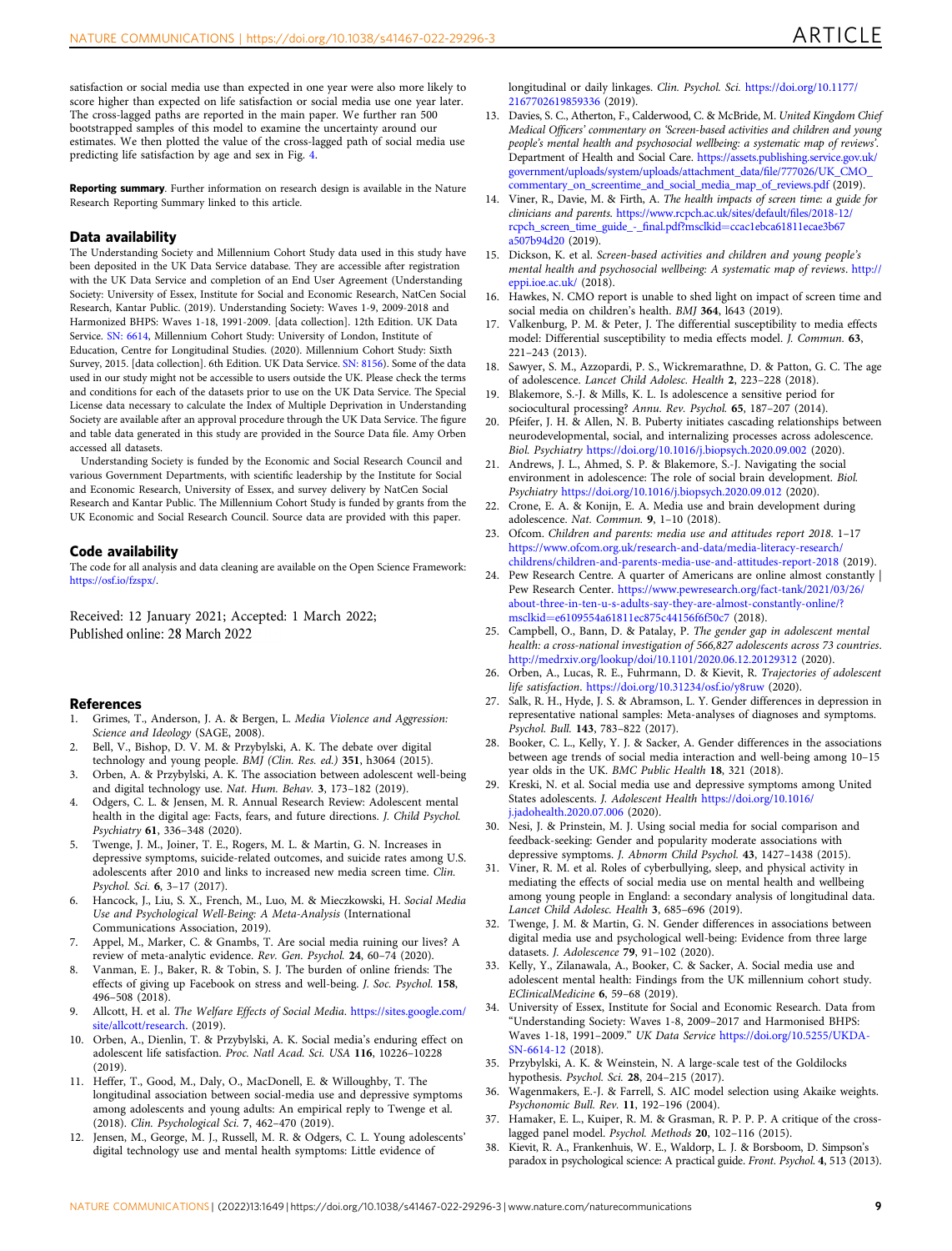satisfaction or social media use than expected in one year were also more likely to score higher than expected on life satisfaction or social media use one year later. The cross-lagged paths are reported in the main paper. We further ran 500 bootstrapped samples of this model to examine the uncertainty around our estimates. We then plotted the value of the cross-lagged path of social media use predicting life satisfaction by age and sex in Fig. 4.

**Reporting summary**. Further information on research design is available in the Nature Research Reporting Summary linked to this article.

## Data availability

The Understanding Society and Millennium Cohort Study data used in this study have been deposited in the UK Data Service database. They are accessible after registration with the UK Data Service and completion of an End User Agreement (Understanding Society: University of Essex, Institute for Social and Economic Research, NatCen Social Research, Kantar Public. (2019). Understanding Society: Waves 1-9, 2009-2018 and Harmonized BHPS: Waves 1-18, 1991-2009. [data collection]. 12th Edition. UK Data Service. SN: 6614, Millennium Cohort Study: University of London, Institute of Education, Centre for Longitudinal Studies. (2020). Millennium Cohort Study: Sixth Survey, 2015. [data collection]. 6th Edition. UK Data Service. SN: 8156). Some of the data used in our study might not be accessible to users outside the UK. Please check the terms and conditions for each of the datasets prior to use on the UK Data Service. The Special License data necessary to calculate the Index of Multiple Deprivation in Understanding Society are available after an approval procedure through the UK Data Service. The figure and table data generated in this study are provided in the Source Data file. Amy Orben accessed all datasets.

Understanding Society is funded by the Economic and Social Research Council and various Government Departments, with scientific leadership by the Institute for Social and Economic Research, University of Essex, and survey delivery by NatCen Social Research and Kantar Public. The Millennium Cohort Study is funded by grants from the UK Economic and Social Research Council. Source data are provided with this paper.

## Code availability

The code for all analysis and data cleaning are available on the Open Science Framework: https://osf.io/fzspx/.

Received: 12 January 2021; Accepted: 1 March 2022;
Published online: 28 March 2022

## References

1. Grimes, T., Anderson, J. A. & Bergen, L. *Media Violence and Aggression: Science and Ideology* (SAGE, 2008).
2. Bell, V., Bishop, D. V. M. & Przybylski, A. K. The debate over digital technology and young people. *BMJ (Clin. Res. ed.)* **351**, h3064 (2015).
3. Orben, A. & Przybylski, A. K. The association between adolescent well-being and digital technology use. *Nat. Hum. Behav.* **3**, 173–182 (2019).
4. Odgers, C. L. & Jensen, M. R. Annual Research Review: Adolescent mental health in the digital age: Facts, fears, and future directions. *J. Child Psychol. Psychiatry* **61**, 336–348 (2020).
5. Twenge, J. M., Joiner, T. E., Rogers, M. L. & Martin, G. N. Increases in depressive symptoms, suicide-related outcomes, and suicide rates among U.S. adolescents after 2010 and links to increased new media screen time. *Clin. Psychol. Sci.* **6**, 3–17 (2017).
6. Hancock, J., Liu, S. X., French, M., Luo, M. & Mieczkowski, H. *Social Media Use and Psychological Well-Being: A Meta-Analysis* (International Communications Association, 2019).
7. Appel, M., Marker, C. & Gnambs, T. Are social media ruining our lives? A review of meta-analytic evidence. *Rev. Gen. Psychol.* **24**, 60–74 (2020).
8. Vanman, E. J., Baker, R. & Tobin, S. J. The burden of online friends: The effects of giving up Facebook on stress and well-being. *J. Soc. Psychol.* **158**, 496–508 (2018).
9. Allcott, H. et al. *The Welfare Effects of Social Media*. https://sites.google.com/site/allcott/research. (2019).
10. Orben, A., Dienlin, T. & Przybylski, A. K. Social media's enduring effect on adolescent life satisfaction. *Proc. Natl Acad. Sci. USA* **116**, 10226–10228 (2019).
11. Heffer, T., Good, M., Daly, O., MacDonell, E. & Willoughby, T. The longitudinal association between social-media use and depressive symptoms among adolescents and young adults: An empirical reply to Twenge et al. (2018). *Clin. Psychological Sci.* **7**, 462–470 (2019).
12. Jensen, M., George, M. J., Russell, M. R. & Odgers, C. L. Young adolescents' digital technology use and mental health symptoms: Little evidence of longitudinal or daily linkages. *Clin. Psychol. Sci.* https://doi.org/10.1177/2167702619859336 (2019).
13. Davies, S. C., Atherton, F., Calderwood, C. & McBride, M. *United Kingdom Chief Medical Officers' commentary on 'Screen-based activities and children and young people's mental health and psychosocial wellbeing: a systematic map of reviews'*. Department of Health and Social Care. https://assets.publishing.service.gov.uk/government/uploads/system/uploads/attachment_data/file/777026/UK_CMO_commentary_on_screentime_and_social_media_map_of_reviews.pdf (2019).
14. Viner, R., Davie, M. & Firth, A. *The health impacts of screen time: a guide for clinicians and parents*. https://www.rcpch.ac.uk/sites/default/files/2018-12/rcpch_screen_time_guide_-_final.pdf?msclkid=ccac1ebca61811ecae3b67a507b94d20 (2019).
15. Dickson, K. et al. *Screen-based activities and children and young people's mental health and psychosocial wellbeing: A systematic map of reviews*. http://eppi.ioe.ac.uk/ (2018).
16. Hawkes, N. CMO report is unable to shed light on impact of screen time and social media on children's health. *BMJ* **364**, l643 (2019).
17. Valkenburg, P. M. & Peter, J. The differential susceptibility to media effects model: Differential susceptibility to media effects model. *J. Commun.* **63**, 221–243 (2013).
18. Sawyer, S. M., Azzopardi, P. S., Wickremarathne, D. & Patton, G. C. The age of adolescence. *Lancet Child Adolesc. Health* **2**, 223–228 (2018).
19. Blakemore, S.-J. & Mills, K. L. Is adolescence a sensitive period for sociocultural processing? *Annu. Rev. Psychol.* **65**, 187–207 (2014).
20. Pfeifer, J. H. & Allen, N. B. Puberty initiates cascading relationships between neurodevelopmental, social, and internalizing processes across adolescence. *Biol. Psychiatry* https://doi.org/10.1016/j.biopsych.2020.09.002 (2020).
21. Andrews, J. L., Ahmed, S. P. & Blakemore, S.-J. Navigating the social environment in adolescence: The role of social brain development. *Biol. Psychiatry* https://doi.org/10.1016/j.biopsych.2020.09.012 (2020).
22. Crone, E. A. & Konijn, E. A. Media use and brain development during adolescence. *Nat. Commun.* **9**, 1–10 (2018).
23. Ofcom. *Children and parents: media use and attitudes report 2018*. 1–17 https://www.ofcom.org.uk/research-and-data/media-literacy-research/childrens/children-and-parents-media-use-and-attitudes-report-2018 (2019).
24. Pew Research Centre. A quarter of Americans are online almost constantly | Pew Research Center. https://www.pewresearch.org/fact-tank/2021/03/26/about-three-in-ten-u-s-adults-say-they-are-almost-constantly-online/?msclkid=e6109554a61811ec875c44156f6f50c7 (2018).
25. Campbell, O., Bann, D. & Patalay, P. *The gender gap in adolescent mental health: a cross-national investigation of 566,827 adolescents across 73 countries*. http://medrxiv.org/lookup/doi/10.1101/2020.06.12.20129312 (2020).
26. Orben, A., Lucas, R. E., Fuhrmann, D. & Kievit, R. *Trajectories of adolescent life satisfaction*. https://doi.org/10.31234/osf.io/y8ruw (2020).
27. Salk, R. H., Hyde, J. S. & Abramson, L. Y. Gender differences in depression in representative national samples: Meta-analyses of diagnoses and symptoms. *Psychol. Bull.* **143**, 783–822 (2017).
28. Booker, C. L., Kelly, Y. J. & Sacker, A. Gender differences in the associations between age trends of social media interaction and well-being among 10–15 year olds in the UK. *BMC Public Health* **18**, 321 (2018).
29. Kreski, N. et al. Social media use and depressive symptoms among United States adolescents. *J. Adolesc. Health* https://doi.org/10.1016/j.jadohealth.2020.07.006 (2020).
30. Nesi, J. & Prinstein, M. J. Using social media for social comparison and feedback-seeking: Gender and popularity moderate associations with depressive symptoms. *J. Abnorm Child Psychol.* **43**, 1427–1438 (2015).
31. Viner, R. M. et al. Roles of cyberbullying, sleep, and physical activity in mediating the effects of social media use on mental health and wellbeing among young people in England: a secondary analysis of longitudinal data. *Lancet Child Adolesc. Health* **3**, 685–696 (2019).
32. Twenge, J. M. & Martin, G. N. Gender differences in associations between digital media use and psychological well-being: Evidence from three large datasets. *J. Adolescence* **79**, 91–102 (2020).
33. Kelly, Y., Zilanawala, A., Booker, C. & Sacker, A. Social media use and adolescent mental health: Findings from the UK millennium cohort study. *EClinicalMedicine* **6**, 59–68 (2019).
34. University of Essex, Institute for Social and Economic Research. Data from "Understanding Society: Waves 1-8, 2009–2017 and Harmonised BHPS: Waves 1-18, 1991–2009." *UK Data Service* https://doi.org/10.5255/UKDA-SN-6614-12 (2018).
35. Przybylski, A. K. & Weinstein, N. A large-scale test of the Goldilocks hypothesis. *Psychol. Sci.* **28**, 204–215 (2017).
36. Wagenmakers, E.-J. & Farrell, S. AIC model selection using Akaike weights. *Psychonomic Bull. Rev.* **11**, 192–196 (2004).
37. Hamaker, E. L., Kuiper, R. M. & Grasman, R. P. P. P. A critique of the cross-lagged panel model. *Psychol. Methods* **20**, 102–116 (2015).
38. Kievit, R. A., Frankenhuis, W. E., Waldorp, L. J. & Borsboom, D. Simpson's paradox in psychological science: A practical guide. *Front. Psychol.* **4**, 513 (2013).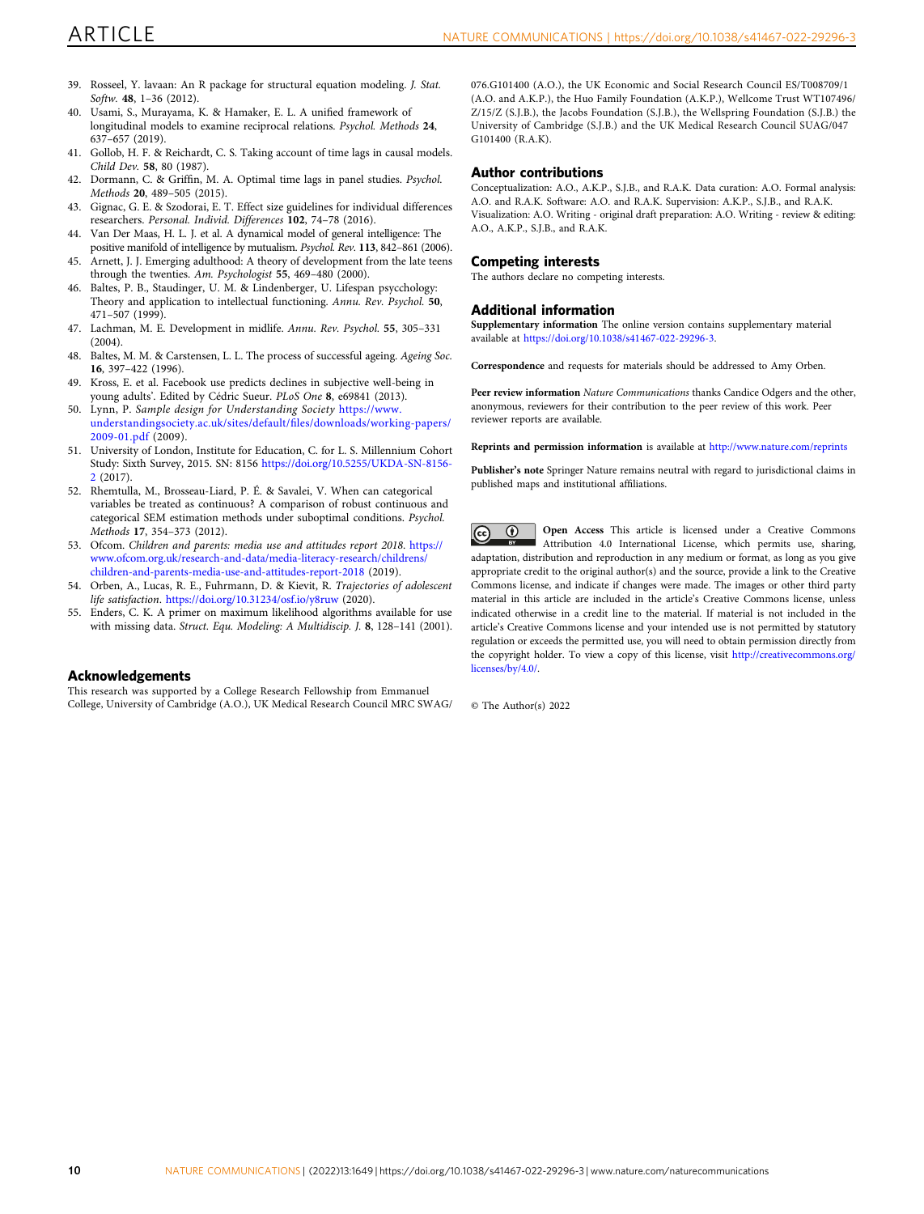39. Rosseel, Y. lavaan: An R package for structural equation modeling. *J. Stat. Softw.* **48**, 1–36 (2012).
40. Usami, S., Murayama, K. & Hamaker, E. L. A unified framework of longitudinal models to examine reciprocal relations. *Psychol. Methods* **24**, 637–657 (2019).
41. Gollob, H. F. & Reichardt, C. S. Taking account of time lags in causal models. *Child Dev.* **58**, 80 (1987).
42. Dormann, C. & Griffin, M. A. Optimal time lags in panel studies. *Psychol. Methods* **20**, 489–505 (2015).
43. Gignac, G. E. & Szodorai, E. T. Effect size guidelines for individual differences researchers. *Personal. Individ. Differences* **102**, 74–78 (2016).
44. Van Der Maas, H. L. J. et al. A dynamical model of general intelligence: The positive manifold of intelligence by mutualism. *Psychol. Rev.* **113**, 842–861 (2006).
45. Arnett, J. J. Emerging adulthood: A theory of development from the late teens through the twenties. *Am. Psychologist* **55**, 469–480 (2000).
46. Baltes, P. B., Staudinger, U. M. & Lindenberger, U. Lifespan psychology: Theory and application to intellectual functioning. *Annu. Rev. Psychol.* **50**, 471–507 (1999).
47. Lachman, M. E. Development in midlife. *Annu. Rev. Psychol.* **55**, 305–331 (2004).
48. Baltes, M. M. & Carstensen, L. L. The process of successful ageing. *Ageing Soc.* **16**, 397–422 (1996).
49. Kross, E. et al. Facebook use predicts declines in subjective well-being in young adults'. Edited by Cédric Sueur. *PLoS One* **8**, e69841 (2013).
50. Lynn, P. *Sample design for Understanding Society* https://www.understandingsociety.ac.uk/sites/default/files/downloads/working-papers/2009-01.pdf (2009).
51. University of London, Institute for Education, C. for L. S. Millennium Cohort Study: Sixth Survey, 2015. SN: 8156 https://doi.org/10.5255/UKDA-SN-8156-2 (2017).
52. Rhemtulla, M., Brosseau-Liard, P. É. & Savalei, V. When can categorical variables be treated as continuous? A comparison of robust continuous and categorical SEM estimation methods under suboptimal conditions. *Psychol. Methods* **17**, 354–373 (2012).
53. Ofcom. *Children and parents: media use and attitudes report 2018.* https://www.ofcom.org.uk/research-and-data/media-literacy-research/childrens/children-and-parents-media-use-and-attitudes-report-2018 (2019).
54. Orben, A., Lucas, R. E., Fuhrmann, D. & Kievit, R. *Trajectories of adolescent life satisfaction.* https://doi.org/10.31234/osf.io/y8ruw (2020).
55. Enders, C. K. A primer on maximum likelihood algorithms available for use with missing data. *Struct. Equ. Modeling: A Multidiscip. J.* **8**, 128–141 (2001).

## Acknowledgements

This research was supported by a College Research Fellowship from Emmanuel College, University of Cambridge (A.O.), UK Medical Research Council MRC SWAG/076.G101400 (A.O.), the UK Economic and Social Research Council ES/T008709/1 (A.O. and A.K.P.), the Huo Family Foundation (A.K.P.), Wellcome Trust WT107496/Z/15/Z (S.J.B.), the Jacobs Foundation (S.J.B.), the Wellspring Foundation (S.J.B.) the University of Cambridge (S.J.B.) and the UK Medical Research Council SUAG/047 G101400 (R.A.K).

## Author contributions

Conceptualization: A.O., A.K.P., S.J.B., and R.A.K. Data curation: A.O. Formal analysis: A.O. and R.A.K. Software: A.O. and R.A.K. Supervision: A.K.P., S.J.B., and R.A.K. Visualization: A.O. Writing - original draft preparation: A.O. Writing - review & editing: A.O., A.K.P., S.J.B., and R.A.K.

## Competing interests

The authors declare no competing interests.

## Additional information

**Supplementary information** The online version contains supplementary material available at https://doi.org/10.1038/s41467-022-29296-3.

**Correspondence** and requests for materials should be addressed to Amy Orben.

**Peer review information** *Nature Communications* thanks Candice Odgers and the other, anonymous, reviewers for their contribution to the peer review of this work. Peer reviewer reports are available.

**Reprints and permission information** is available at http://www.nature.com/reprints

**Publisher's note** Springer Nature remains neutral with regard to jurisdictional claims in published maps and institutional affiliations.

**Open Access** This article is licensed under a Creative Commons Attribution 4.0 International License, which permits use, sharing, adaptation, distribution and reproduction in any medium or format, as long as you give appropriate credit to the original author(s) and the source, provide a link to the Creative Commons license, and indicate if changes were made. The images or other third party material in this article are included in the article's Creative Commons license, unless indicated otherwise in a credit line to the material. If material is not included in the article's Creative Commons license and your intended use is not permitted by statutory regulation or exceeds the permitted use, you will need to obtain permission directly from the copyright holder. To view a copy of this license, visit http://creativecommons.org/licenses/by/4.0/.

© The Author(s) 2022